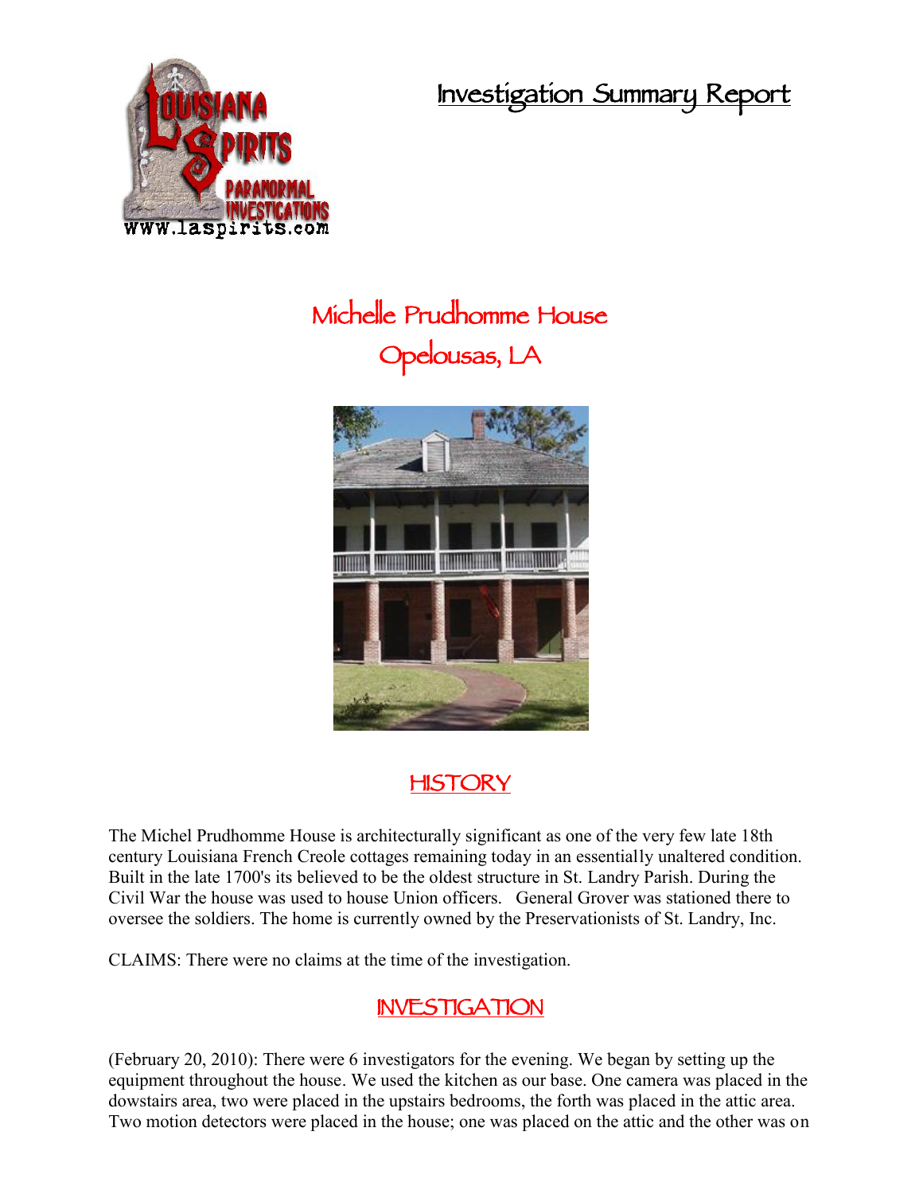# Investigation Summary Report

## Michelle Prudhomme House
## Opelousas, LA

## HISTORY

The Michel Prudhomme House is architecturally significant as one of the very few late 18th century Louisiana French Creole cottages remaining today in an essentially unaltered condition. Built in the late 1700's its believed to be the oldest structure in St. Landry Parish. During the Civil War the house was used to house Union officers. General Grover was stationed there to oversee the soldiers. The home is currently owned by the Preservationists of St. Landry, Inc.

CLAIMS: There were no claims at the time of the investigation.

## INVESTIGATION

(February 20, 2010): There were 6 investigators for the evening. We began by setting up the equipment throughout the house. We used the kitchen as our base. One camera was placed in the dowstairs area, two were placed in the upstairs bedrooms, the forth was placed in the attic area. Two motion detectors were placed in the house; one was placed on the attic and the other was on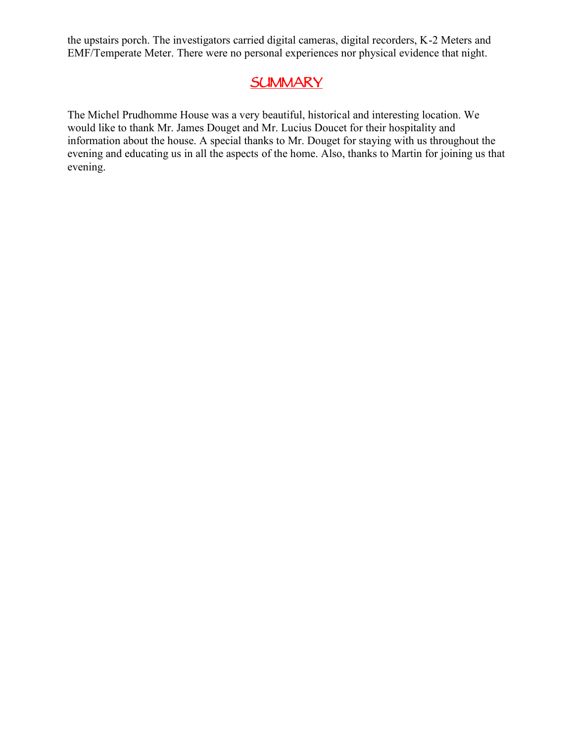the upstairs porch. The investigators carried digital cameras, digital recorders, K-2 Meters and EMF/Temperate Meter. There were no personal experiences nor physical evidence that night.

## SUMMARY

The Michel Prudhomme House was a very beautiful, historical and interesting location. We would like to thank Mr. James Douget and Mr. Lucius Doucet for their hospitality and information about the house. A special thanks to Mr. Douget for staying with us throughout the evening and educating us in all the aspects of the home. Also, thanks to Martin for joining us that evening.